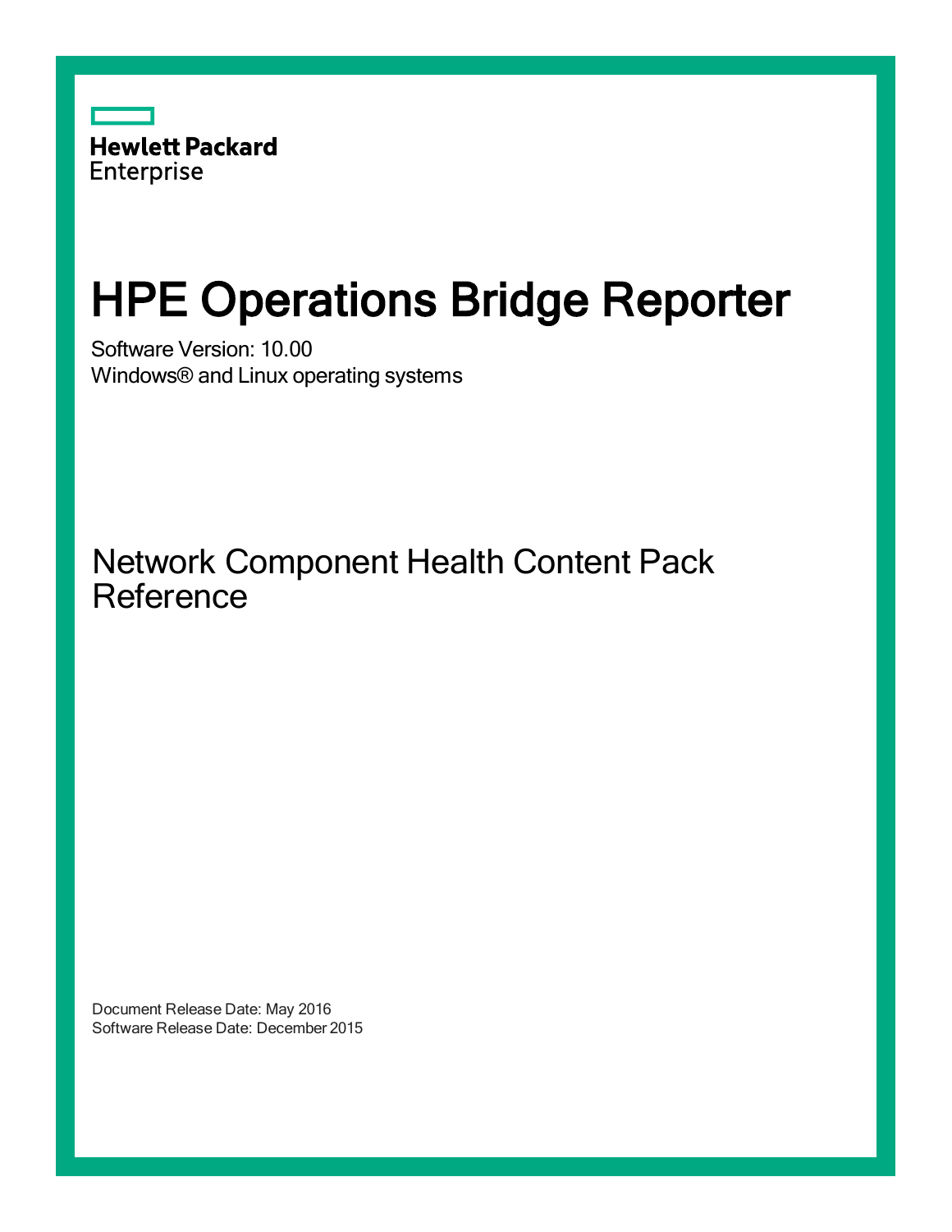Hewlett Packard Enterprise

# HPE Operations Bridge Reporter

Software Version: 10.00

Windows® and Linux operating systems

## Network Component Health Content Pack Reference

Document Release Date: May 2016

Software Release Date: December 2015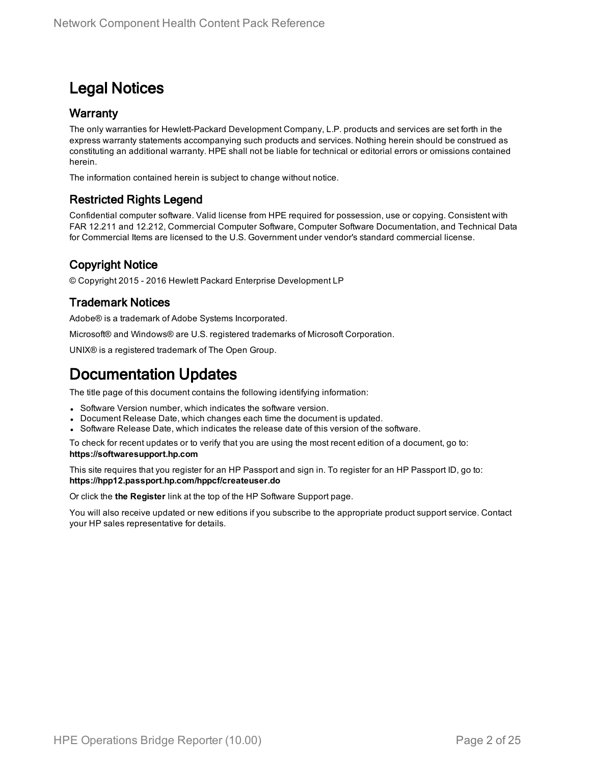# Legal Notices

## Warranty

The only warranties for Hewlett-Packard Development Company, L.P. products and services are set forth in the express warranty statements accompanying such products and services. Nothing herein should be construed as constituting an additional warranty. HPE shall not be liable for technical or editorial errors or omissions contained herein.

The information contained herein is subject to change without notice.

## Restricted Rights Legend

Confidential computer software. Valid license from HPE required for possession, use or copying. Consistent with FAR 12.211 and 12.212, Commercial Computer Software, Computer Software Documentation, and Technical Data for Commercial Items are licensed to the U.S. Government under vendor's standard commercial license.

## Copyright Notice

© Copyright 2015 - 2016 Hewlett Packard Enterprise Development LP

## Trademark Notices

Adobe® is a trademark of Adobe Systems Incorporated.

Microsoft® and Windows® are U.S. registered trademarks of Microsoft Corporation.

UNIX® is a registered trademark of The Open Group.

# Documentation Updates

The title page of this document contains the following identifying information:

- Software Version number, which indicates the software version.
- Document Release Date, which changes each time the document is updated.
- Software Release Date, which indicates the release date of this version of the software.

To check for recent updates or to verify that you are using the most recent edition of a document, go to: **https://softwaresupport.hp.com**

This site requires that you register for an HP Passport and sign in. To register for an HP Passport ID, go to: **https://hpp12.passport.hp.com/hppcf/createuser.do**

Or click the **the Register** link at the top of the HP Software Support page.

You will also receive updated or new editions if you subscribe to the appropriate product support service. Contact your HP sales representative for details.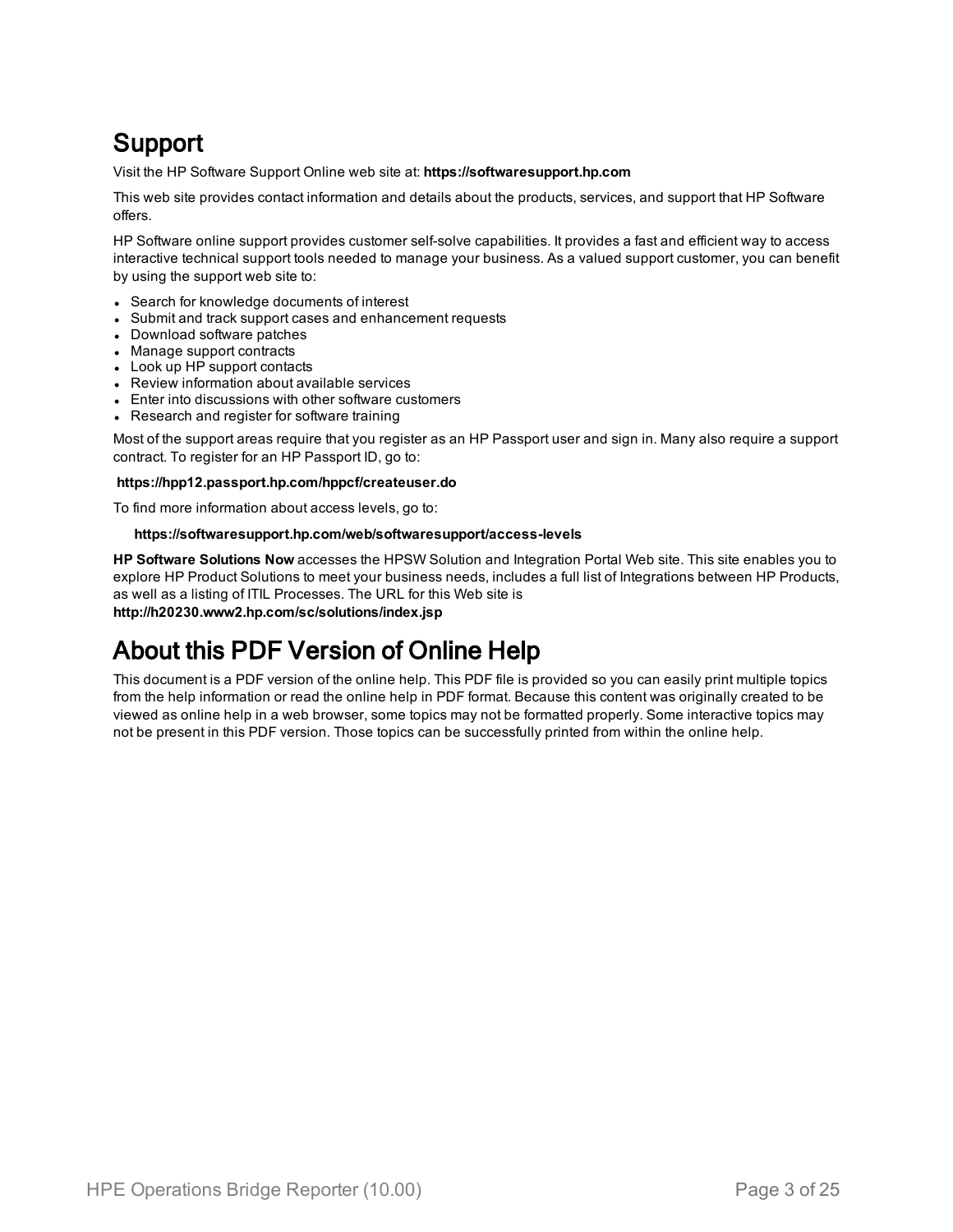# Support

Visit the HP Software Support Online web site at: **https://softwaresupport.hp.com**

This web site provides contact information and details about the products, services, and support that HP Software offers.

HP Software online support provides customer self-solve capabilities. It provides a fast and efficient way to access interactive technical support tools needed to manage your business. As a valued support customer, you can benefit by using the support web site to:

- Search for knowledge documents of interest
- Submit and track support cases and enhancement requests
- Download software patches
- Manage support contracts
- Look up HP support contacts
- Review information about available services
- Enter into discussions with other software customers
- Research and register for software training

Most of the support areas require that you register as an HP Passport user and sign in. Many also require a support contract. To register for an HP Passport ID, go to:

**https://hpp12.passport.hp.com/hppcf/createuser.do**

To find more information about access levels, go to:

**https://softwaresupport.hp.com/web/softwaresupport/access-levels**

**HP Software Solutions Now** accesses the HPSW Solution and Integration Portal Web site. This site enables you to explore HP Product Solutions to meet your business needs, includes a full list of Integrations between HP Products, as well as a listing of ITIL Processes. The URL for this Web site is **http://h20230.www2.hp.com/sc/solutions/index.jsp**

# About this PDF Version of Online Help

This document is a PDF version of the online help. This PDF file is provided so you can easily print multiple topics from the help information or read the online help in PDF format. Because this content was originally created to be viewed as online help in a web browser, some topics may not be formatted properly. Some interactive topics may not be present in this PDF version. Those topics can be successfully printed from within the online help.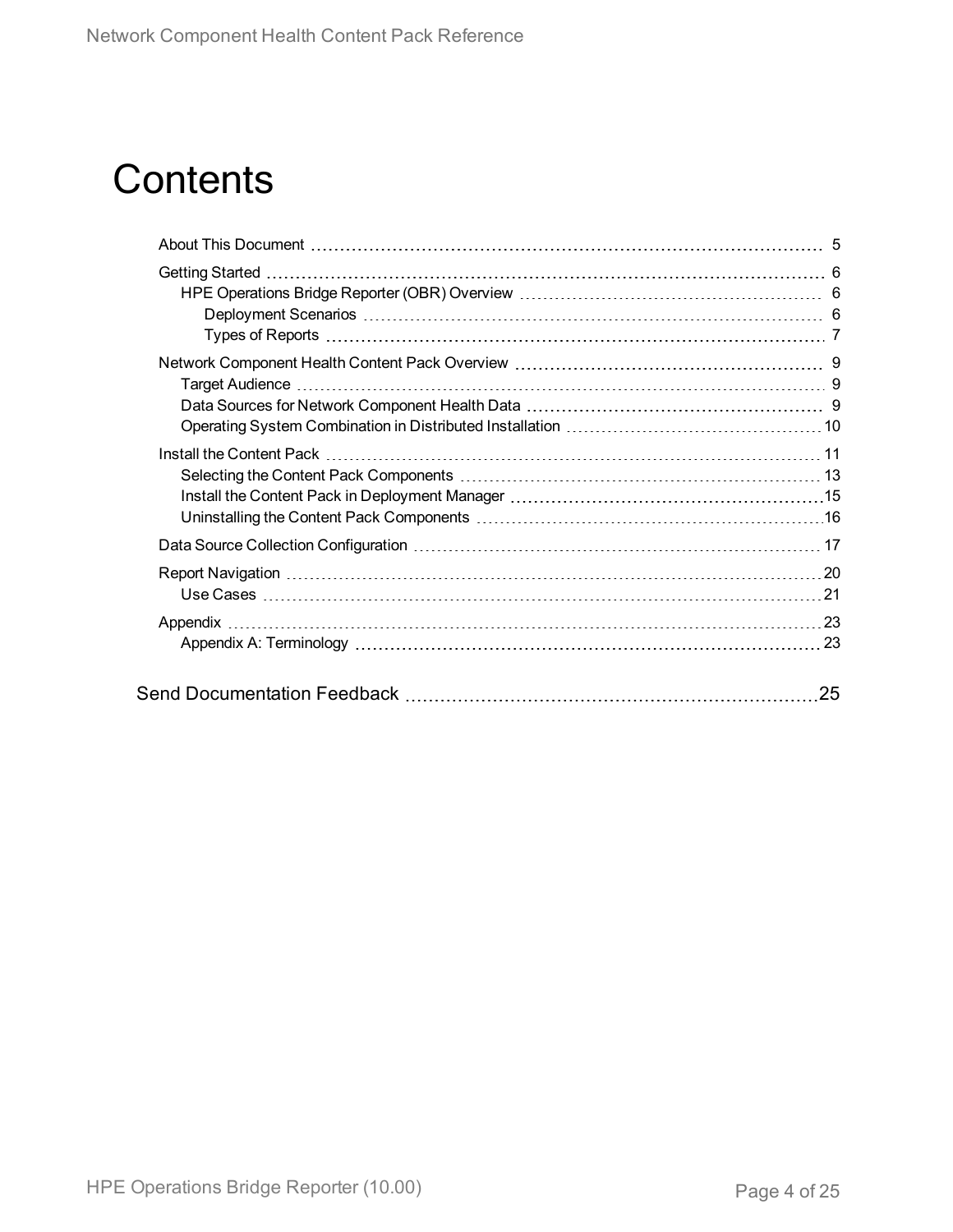# Contents

- About This Document ... 5
- Getting Started ... 6
  - HPE Operations Bridge Reporter (OBR) Overview ... 6
    - Deployment Scenarios ... 6
    - Types of Reports ... 7
- Network Component Health Content Pack Overview ... 9
  - Target Audience ... 9
  - Data Sources for Network Component Health Data ... 9
  - Operating System Combination in Distributed Installation ... 10
- Install the Content Pack ... 11
  - Selecting the Content Pack Components ... 13
  - Install the Content Pack in Deployment Manager ... 15
  - Uninstalling the Content Pack Components ... 16
- Data Source Collection Configuration ... 17
- Report Navigation ... 20
  - Use Cases ... 21
- Appendix ... 23
  - Appendix A: Terminology ... 23

Send Documentation Feedback ... 25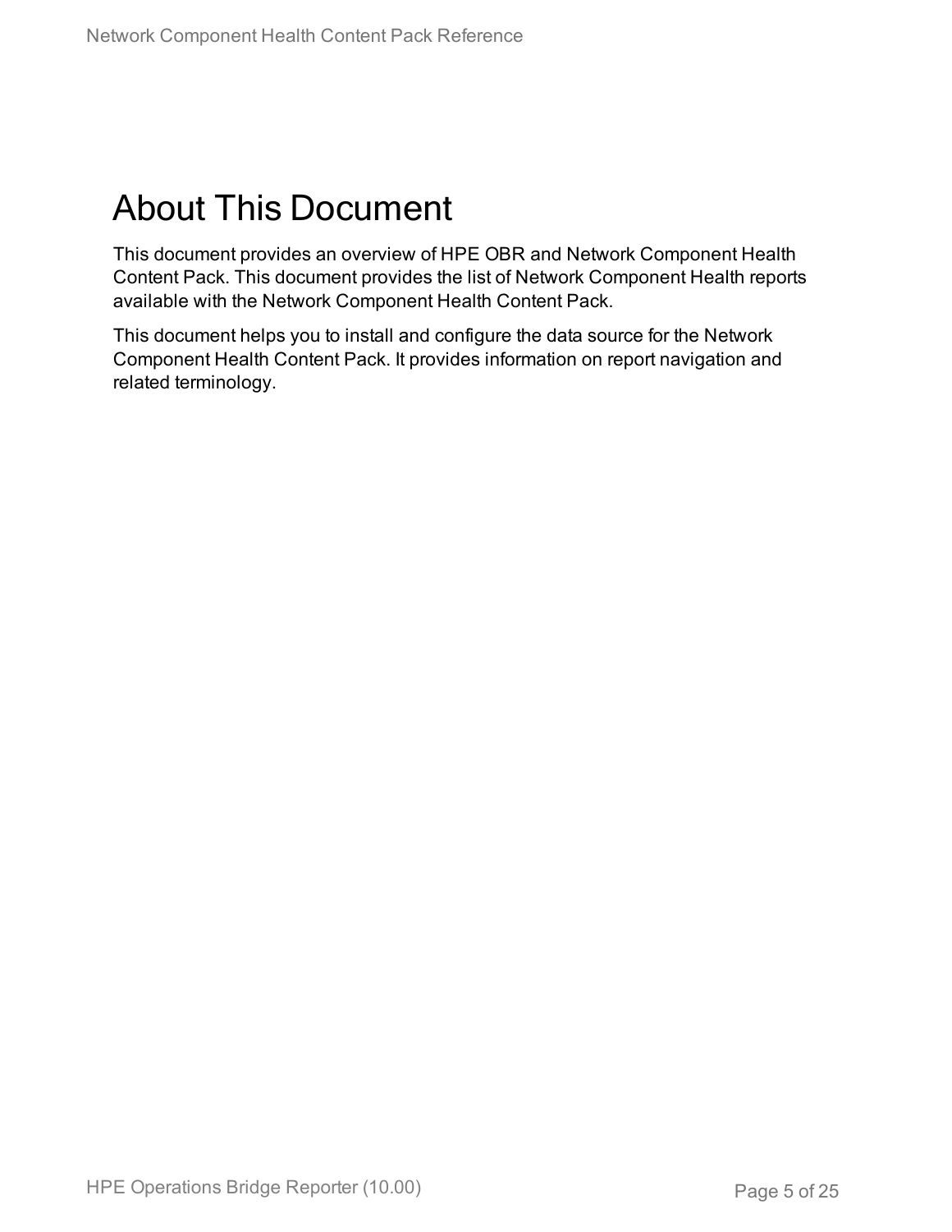# About This Document

This document provides an overview of HPE OBR and Network Component Health Content Pack. This document provides the list of Network Component Health reports available with the Network Component Health Content Pack.

This document helps you to install and configure the data source for the Network Component Health Content Pack. It provides information on report navigation and related terminology.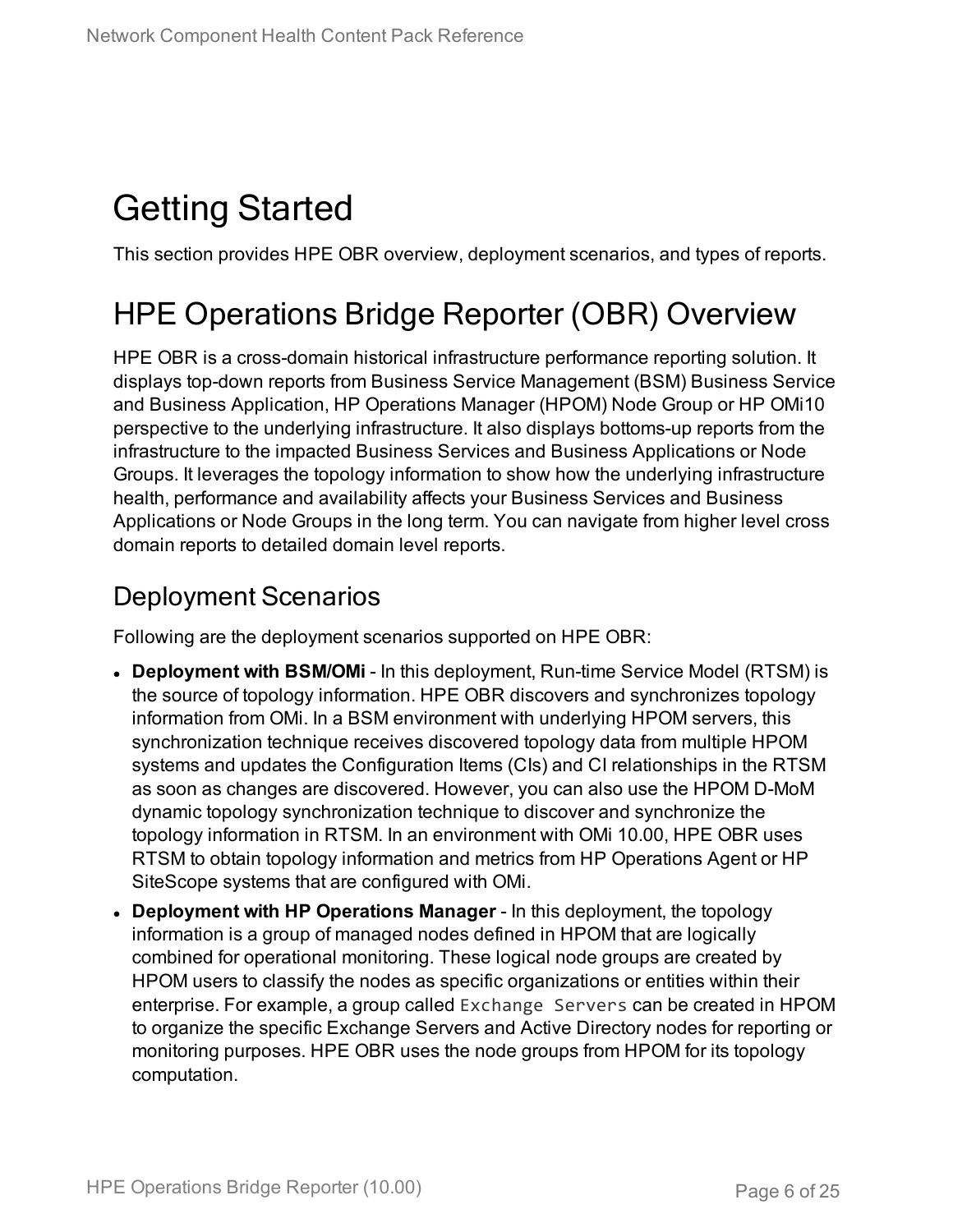# Getting Started

This section provides HPE OBR overview, deployment scenarios, and types of reports.

# HPE Operations Bridge Reporter (OBR) Overview

HPE OBR is a cross-domain historical infrastructure performance reporting solution. It displays top-down reports from Business Service Management (BSM) Business Service and Business Application, HP Operations Manager (HPOM) Node Group or HP OMi10 perspective to the underlying infrastructure. It also displays bottoms-up reports from the infrastructure to the impacted Business Services and Business Applications or Node Groups. It leverages the topology information to show how the underlying infrastructure health, performance and availability affects your Business Services and Business Applications or Node Groups in the long term. You can navigate from higher level cross domain reports to detailed domain level reports.

## Deployment Scenarios

Following are the deployment scenarios supported on HPE OBR:

- **Deployment with BSM/OMi** - In this deployment, Run-time Service Model (RTSM) is the source of topology information. HPE OBR discovers and synchronizes topology information from OMi. In a BSM environment with underlying HPOM servers, this synchronization technique receives discovered topology data from multiple HPOM systems and updates the Configuration Items (CIs) and CI relationships in the RTSM as soon as changes are discovered. However, you can also use the HPOM D-MoM dynamic topology synchronization technique to discover and synchronize the topology information in RTSM. In an environment with OMi 10.00, HPE OBR uses RTSM to obtain topology information and metrics from HP Operations Agent or HP SiteScope systems that are configured with OMi.
- **Deployment with HP Operations Manager** - In this deployment, the topology information is a group of managed nodes defined in HPOM that are logically combined for operational monitoring. These logical node groups are created by HPOM users to classify the nodes as specific organizations or entities within their enterprise. For example, a group called `Exchange Servers` can be created in HPOM to organize the specific Exchange Servers and Active Directory nodes for reporting or monitoring purposes. HPE OBR uses the node groups from HPOM for its topology computation.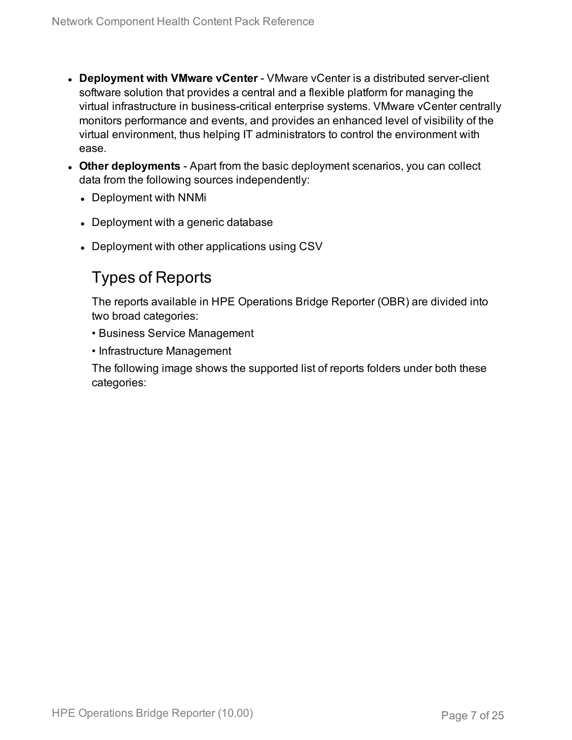- **Deployment with VMware vCenter** - VMware vCenter is a distributed server-client software solution that provides a central and a flexible platform for managing the virtual infrastructure in business-critical enterprise systems. VMware vCenter centrally monitors performance and events, and provides an enhanced level of visibility of the virtual environment, thus helping IT administrators to control the environment with ease.
- **Other deployments** - Apart from the basic deployment scenarios, you can collect data from the following sources independently:
  - Deployment with NNMi
  - Deployment with a generic database
  - Deployment with other applications using CSV

## Types of Reports

The reports available in HPE Operations Bridge Reporter (OBR) are divided into two broad categories:

• Business Service Management

• Infrastructure Management

The following image shows the supported list of reports folders under both these categories: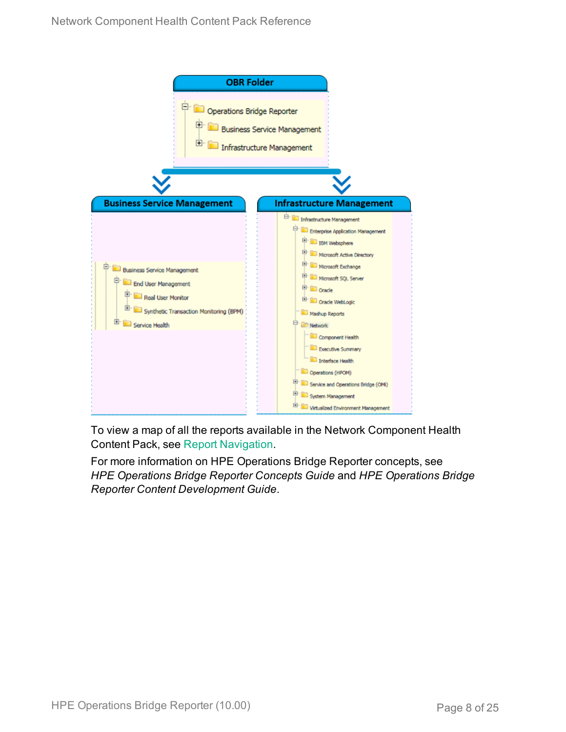OBR Folder

- Operations Bridge Reporter
  - Business Service Management
  - Infrastructure Management

Business Service Management

- Business Service Management
  - End User Management
    - Real User Monitor
    - Synthetic Transaction Monitoring (BPM)
  - Service Health

Infrastructure Management

- Infrastructure Management
  - Enterprise Application Management
    - IBM Websphere
    - Microsoft Active Directory
    - Microsoft Exchange
    - Microsoft SQL Server
    - Oracle
    - Oracle WebLogic
  - Mashup Reports
  - Network
    - Component Health
    - Executive Summary
    - Interface Health
  - Operations (HPOM)
  - Service and Operations Bridge (OMi)
  - System Management
  - Virtualized Environment Management

To view a map of all the reports available in the Network Component Health Content Pack, see Report Navigation.

For more information on HPE Operations Bridge Reporter concepts, see *HPE Operations Bridge Reporter Concepts Guide* and *HPE Operations Bridge Reporter Content Development Guide*.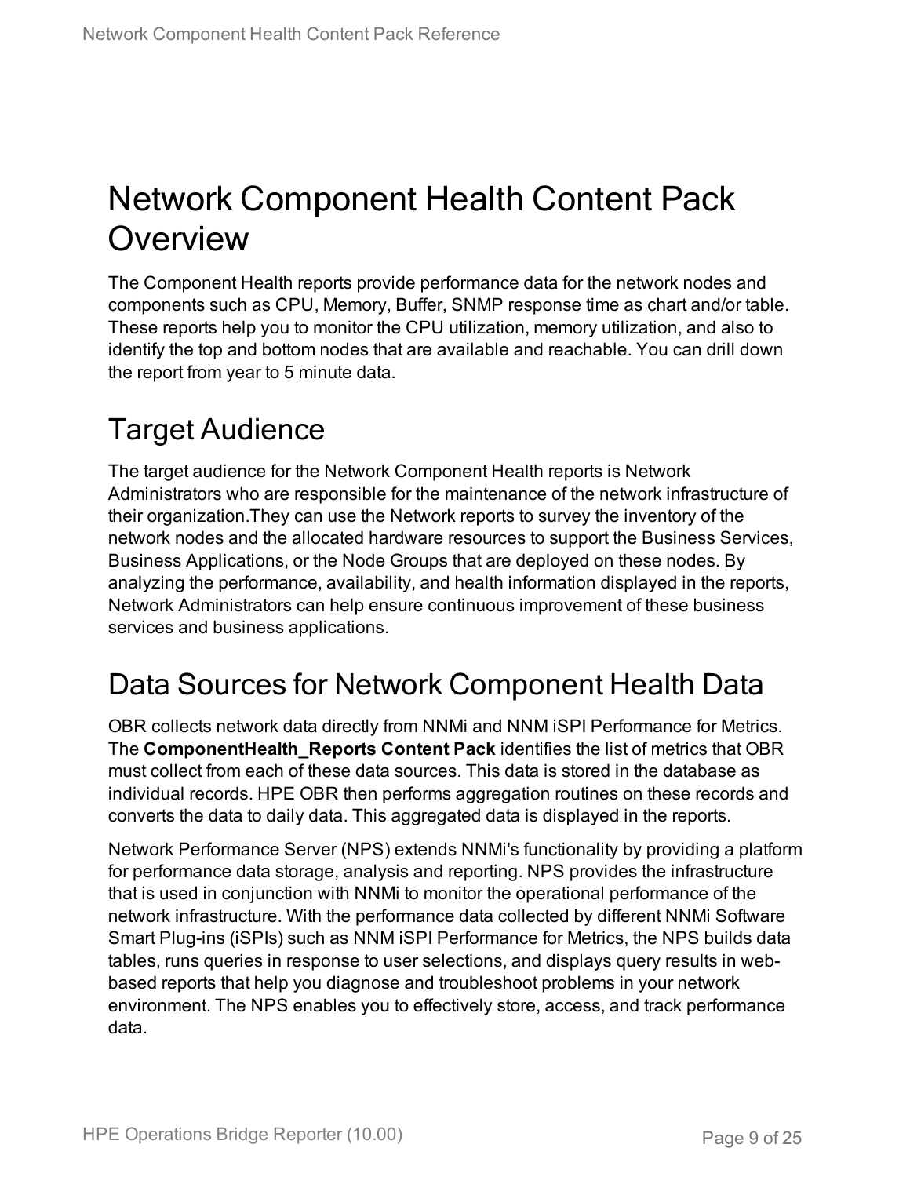# Network Component Health Content Pack Overview

The Component Health reports provide performance data for the network nodes and components such as CPU, Memory, Buffer, SNMP response time as chart and/or table. These reports help you to monitor the CPU utilization, memory utilization, and also to identify the top and bottom nodes that are available and reachable. You can drill down the report from year to 5 minute data.

## Target Audience

The target audience for the Network Component Health reports is Network Administrators who are responsible for the maintenance of the network infrastructure of their organization.They can use the Network reports to survey the inventory of the network nodes and the allocated hardware resources to support the Business Services, Business Applications, or the Node Groups that are deployed on these nodes. By analyzing the performance, availability, and health information displayed in the reports, Network Administrators can help ensure continuous improvement of these business services and business applications.

## Data Sources for Network Component Health Data

OBR collects network data directly from NNMi and NNM iSPI Performance for Metrics. The **ComponentHealth_Reports Content Pack** identifies the list of metrics that OBR must collect from each of these data sources. This data is stored in the database as individual records. HPE OBR then performs aggregation routines on these records and converts the data to daily data. This aggregated data is displayed in the reports.

Network Performance Server (NPS) extends NNMi's functionality by providing a platform for performance data storage, analysis and reporting. NPS provides the infrastructure that is used in conjunction with NNMi to monitor the operational performance of the network infrastructure. With the performance data collected by different NNMi Software Smart Plug-ins (iSPIs) such as NNM iSPI Performance for Metrics, the NPS builds data tables, runs queries in response to user selections, and displays query results in web-based reports that help you diagnose and troubleshoot problems in your network environment. The NPS enables you to effectively store, access, and track performance data.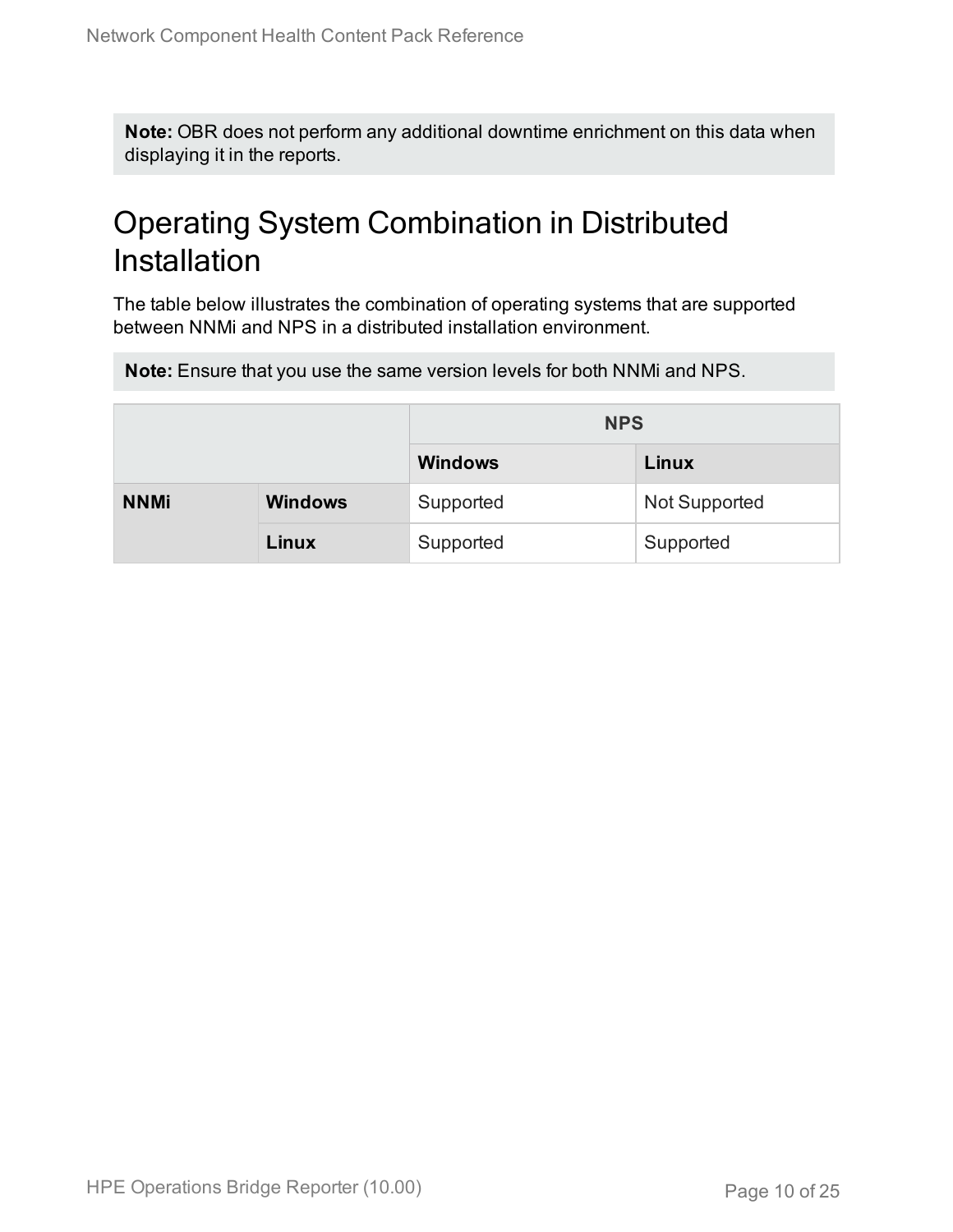**Note:** OBR does not perform any additional downtime enrichment on this data when displaying it in the reports.

# Operating System Combination in Distributed Installation

The table below illustrates the combination of operating systems that are supported between NNMi and NPS in a distributed installation environment.

**Note:** Ensure that you use the same version levels for both NNMi and NPS.

| | | **NPS** | |
|---|---|---|---|
| | | **Windows** | **Linux** |
| **NNMi** | **Windows** | Supported | Not Supported |
| | **Linux** | Supported | Supported |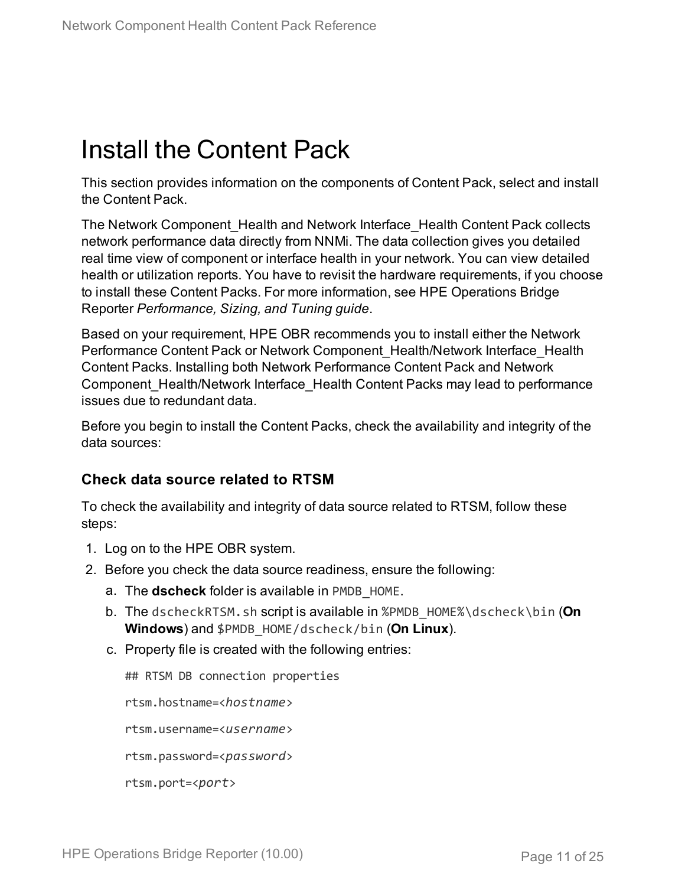# Install the Content Pack

This section provides information on the components of Content Pack, select and install the Content Pack.

The Network Component_Health and Network Interface_Health Content Pack collects network performance data directly from NNMi. The data collection gives you detailed real time view of component or interface health in your network. You can view detailed health or utilization reports. You have to revisit the hardware requirements, if you choose to install these Content Packs. For more information, see HPE Operations Bridge Reporter *Performance, Sizing, and Tuning guide*.

Based on your requirement, HPE OBR recommends you to install either the Network Performance Content Pack or Network Component_Health/Network Interface_Health Content Packs. Installing both Network Performance Content Pack and Network Component_Health/Network Interface_Health Content Packs may lead to performance issues due to redundant data.

Before you begin to install the Content Packs, check the availability and integrity of the data sources:

### Check data source related to RTSM

To check the availability and integrity of data source related to RTSM, follow these steps:

1. Log on to the HPE OBR system.
2. Before you check the data source readiness, ensure the following:
   a. The **dscheck** folder is available in `PMDB_HOME`.
   b. The `dscheckRTSM.sh` script is available in `%PMDB_HOME%\dscheck\bin` (**On Windows**) and `$PMDB_HOME/dscheck/bin` (**On Linux**).
   c. Property file is created with the following entries:

   ```
   ## RTSM DB connection properties
   rtsm.hostname=<hostname>
   rtsm.username=<username>
   rtsm.password=<password>
   rtsm.port=<port>
   ```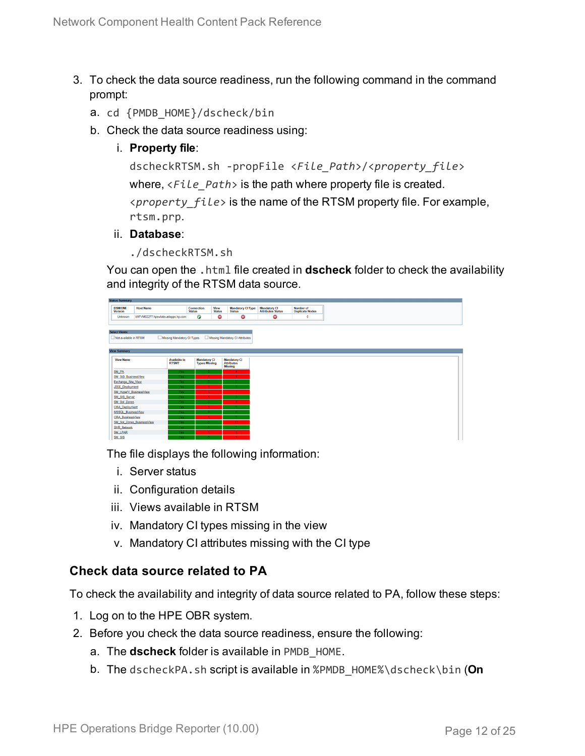3. To check the data source readiness, run the following command in the command prompt:
   a. `cd {PMDB_HOME}/dscheck/bin`
   b. Check the data source readiness using:
      i. **Property file**:

         `dscheckRTSM.sh -propFile <File_Path>/<property_file>`

         where, *<File_Path>* is the path where property file is created. *<property_file>* is the name of the RTSM property file. For example, `rtsm.prp`.
      ii. **Database**:

         `./dscheckRTSM.sh`

   You can open the `.html` file created in **dscheck** folder to check the availability and integrity of the RTSM data source.

   The file displays the following information:
      i. Server status
      ii. Configuration details
      iii. Views available in RTSM
      iv. Mandatory CI types missing in the view
      v. Mandatory CI attributes missing with the CI type

### Check data source related to PA

To check the availability and integrity of data source related to PA, follow these steps:

1. Log on to the HPE OBR system.
2. Before you check the data source readiness, ensure the following:
   a. The **dscheck** folder is available in `PMDB_HOME`.
   b. The `dscheckPA.sh` script is available in `%PMDB_HOME%\dscheck\bin` (**On**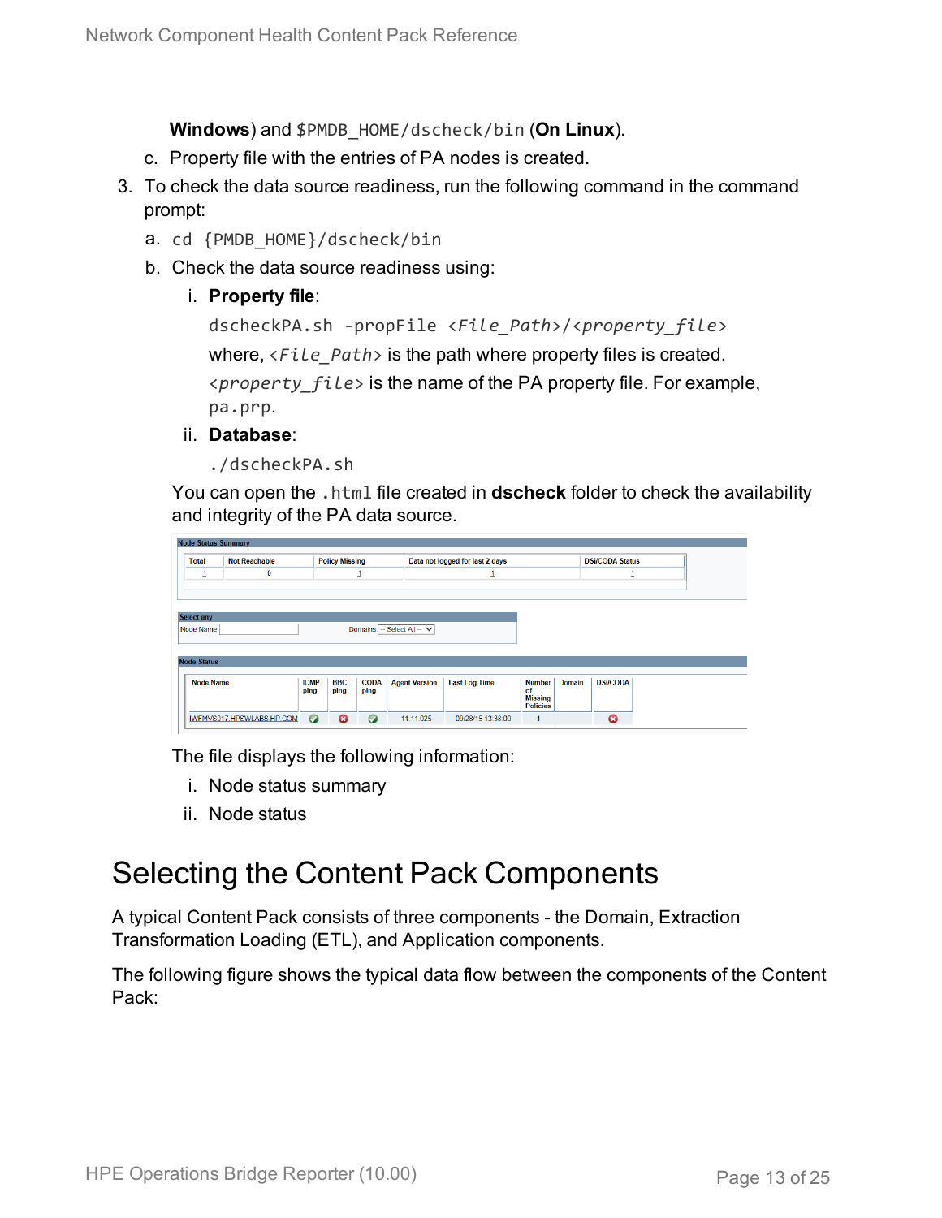**Windows**) and `$PMDB_HOME/dscheck/bin` (**On Linux**).

   c. Property file with the entries of PA nodes is created.

3. To check the data source readiness, run the following command in the command prompt:

   a. `cd {PMDB_HOME}/dscheck/bin`

   b. Check the data source readiness using:

      i. **Property file**:

         `dscheckPA.sh -propFile <File_Path>/<property_file>`

         where, *<File_Path>* is the path where property files is created.

         *<property_file>* is the name of the PA property file. For example, `pa.prp`.

      ii. **Database**:

         `./dscheckPA.sh`

   You can open the `.html` file created in **dscheck** folder to check the availability and integrity of the PA data source.

   **Node Status Summary**

   | Total | Not Reachable | Policy Missing | Data not logged for last 2 days | DSi/CODA Status |
   |---|---|---|---|---|
   | 1 | 0 | 1 | 1 | 1 |

   **Select any**

   Node Name: [ ] Domains: -- Select All --

   **Node Status**

   | Node Name | ICMP ping | BBC ping | CODA ping | Agent Version | Last Log Time | Number of Missing Policies | Domain | DSi/CODA |
   |---|---|---|---|---|---|---|---|---|
   | IWFMVS017.HPSWLABS.HP.COM | ✔ | ✖ | ✔ | 11.11.025 | 09/28/15 13:38:00 | 1 | | ✖ |

   The file displays the following information:

   i. Node status summary

   ii. Node status

# Selecting the Content Pack Components

A typical Content Pack consists of three components - the Domain, Extraction Transformation Loading (ETL), and Application components.

The following figure shows the typical data flow between the components of the Content Pack: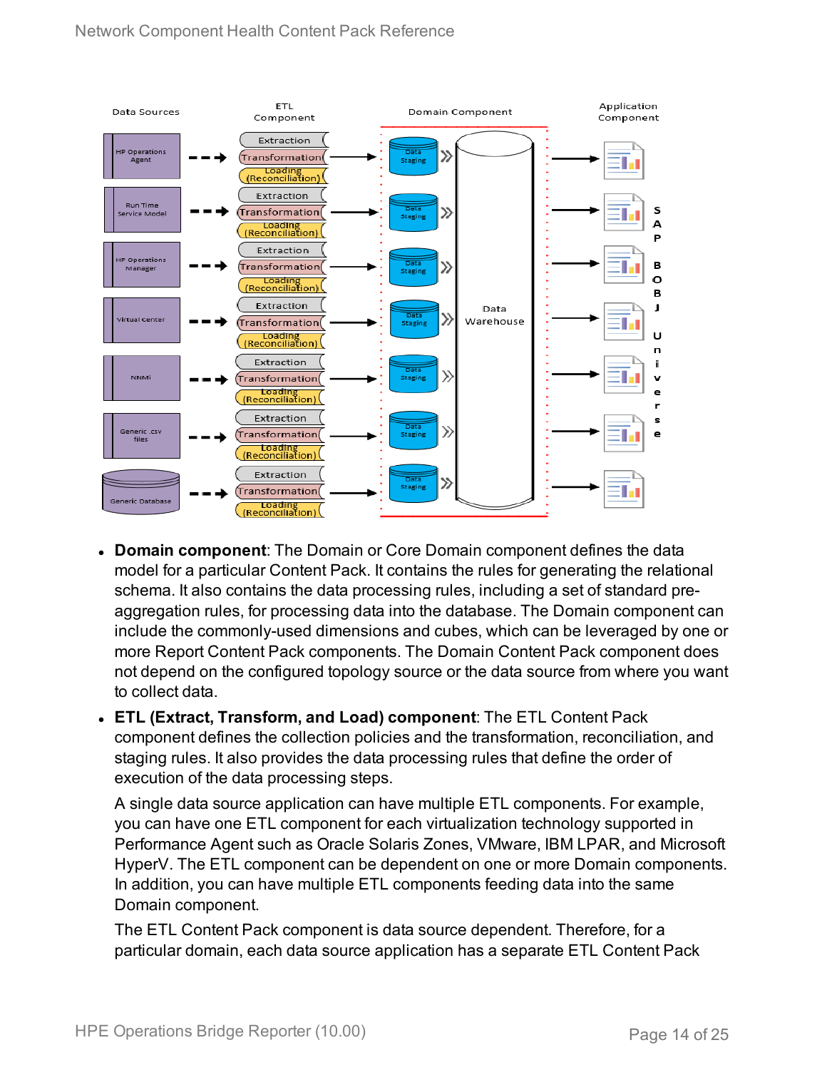- **Domain component**: The Domain or Core Domain component defines the data model for a particular Content Pack. It contains the rules for generating the relational schema. It also contains the data processing rules, including a set of standard pre-aggregation rules, for processing data into the database. The Domain component can include the commonly-used dimensions and cubes, which can be leveraged by one or more Report Content Pack components. The Domain Content Pack component does not depend on the configured topology source or the data source from where you want to collect data.
- **ETL (Extract, Transform, and Load) component**: The ETL Content Pack component defines the collection policies and the transformation, reconciliation, and staging rules. It also provides the data processing rules that define the order of execution of the data processing steps.

  A single data source application can have multiple ETL components. For example, you can have one ETL component for each virtualization technology supported in Performance Agent such as Oracle Solaris Zones, VMware, IBM LPAR, and Microsoft HyperV. The ETL component can be dependent on one or more Domain components. In addition, you can have multiple ETL components feeding data into the same Domain component.

  The ETL Content Pack component is data source dependent. Therefore, for a particular domain, each data source application has a separate ETL Content Pack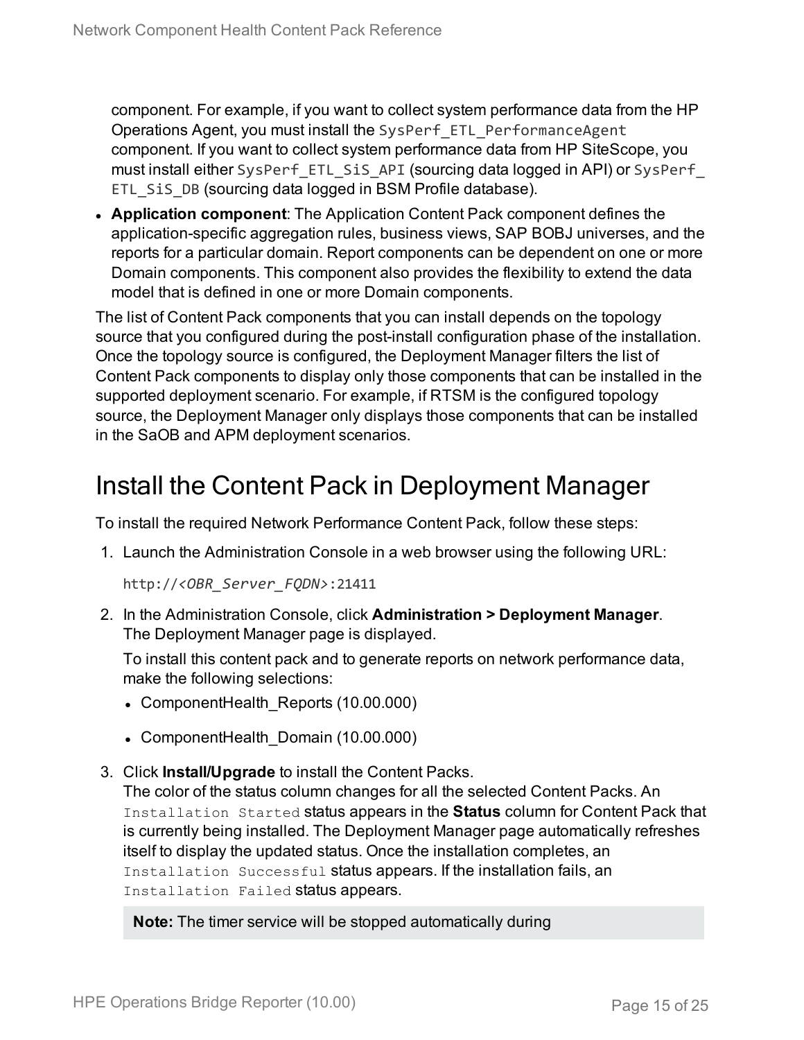component. For example, if you want to collect system performance data from the HP Operations Agent, you must install the `SysPerf_ETL_PerformanceAgent` component. If you want to collect system performance data from HP SiteScope, you must install either `SysPerf_ETL_SiS_API` (sourcing data logged in API) or `SysPerf_ETL_SiS_DB` (sourcing data logged in BSM Profile database).

- **Application component**: The Application Content Pack component defines the application-specific aggregation rules, business views, SAP BOBJ universes, and the reports for a particular domain. Report components can be dependent on one or more Domain components. This component also provides the flexibility to extend the data model that is defined in one or more Domain components.

The list of Content Pack components that you can install depends on the topology source that you configured during the post-install configuration phase of the installation. Once the topology source is configured, the Deployment Manager filters the list of Content Pack components to display only those components that can be installed in the supported deployment scenario. For example, if RTSM is the configured topology source, the Deployment Manager only displays those components that can be installed in the SaOB and APM deployment scenarios.

# Install the Content Pack in Deployment Manager

To install the required Network Performance Content Pack, follow these steps:

1. Launch the Administration Console in a web browser using the following URL:

   `http://<OBR_Server_FQDN>:21411`

2. In the Administration Console, click **Administration > Deployment Manager**. The Deployment Manager page is displayed.

   To install this content pack and to generate reports on network performance data, make the following selections:

   - ComponentHealth_Reports (10.00.000)
   - ComponentHealth_Domain (10.00.000)

3. Click **Install/Upgrade** to install the Content Packs. The color of the status column changes for all the selected Content Packs. An `Installation Started` status appears in the **Status** column for Content Pack that is currently being installed. The Deployment Manager page automatically refreshes itself to display the updated status. Once the installation completes, an `Installation Successful` status appears. If the installation fails, an `Installation Failed` status appears.

   **Note:** The timer service will be stopped automatically during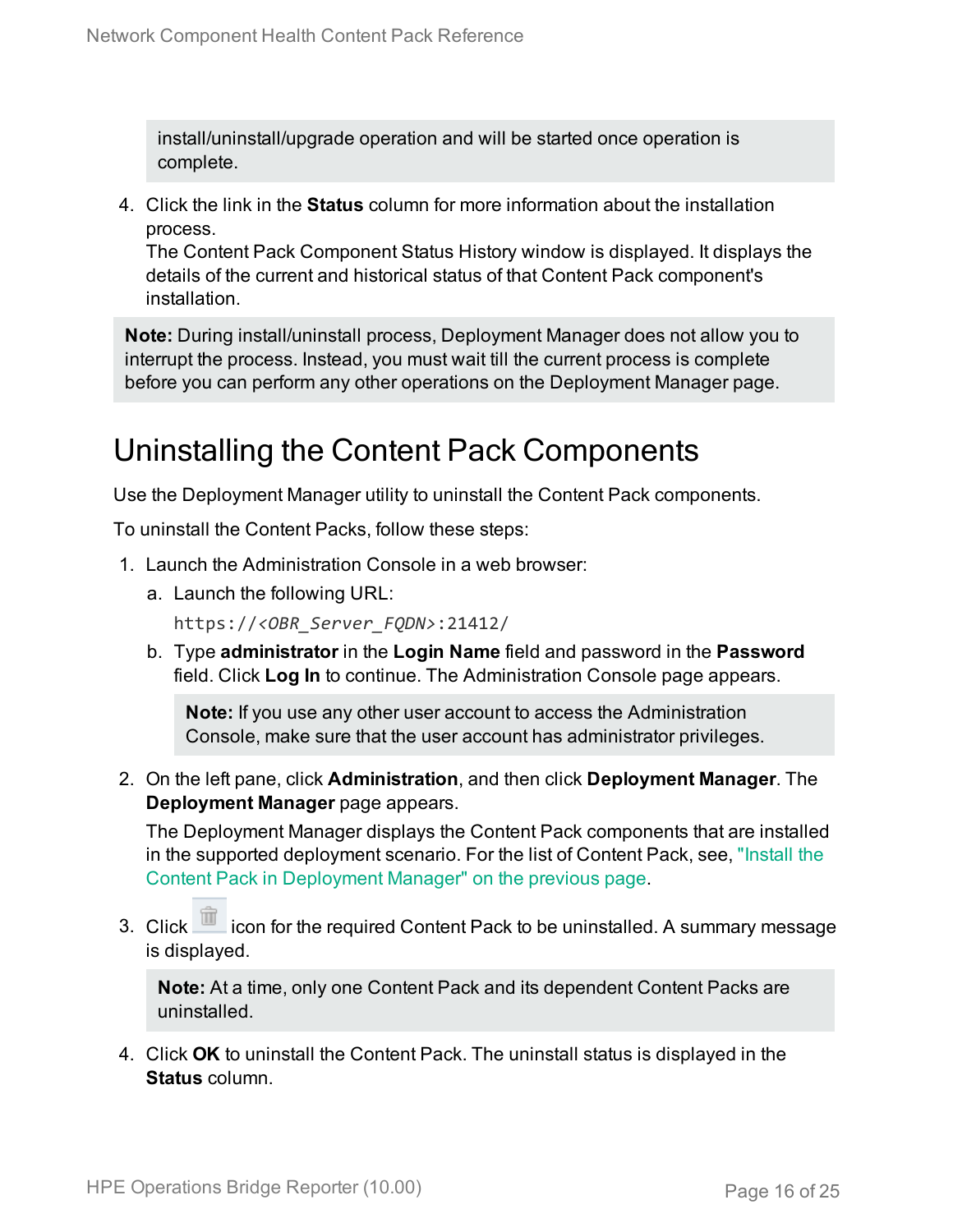install/uninstall/upgrade operation and will be started once operation is complete.

4. Click the link in the **Status** column for more information about the installation process.
   The Content Pack Component Status History window is displayed. It displays the details of the current and historical status of that Content Pack component's installation.

**Note:** During install/uninstall process, Deployment Manager does not allow you to interrupt the process. Instead, you must wait till the current process is complete before you can perform any other operations on the Deployment Manager page.

# Uninstalling the Content Pack Components

Use the Deployment Manager utility to uninstall the Content Pack components.

To uninstall the Content Packs, follow these steps:

1. Launch the Administration Console in a web browser:
   a. Launch the following URL:
      `https://<OBR_Server_FQDN>:21412/`
   b. Type **administrator** in the **Login Name** field and password in the **Password** field. Click **Log In** to continue. The Administration Console page appears.

      **Note:** If you use any other user account to access the Administration Console, make sure that the user account has administrator privileges.

2. On the left pane, click **Administration**, and then click **Deployment Manager**. The **Deployment Manager** page appears.

   The Deployment Manager displays the Content Pack components that are installed in the supported deployment scenario. For the list of Content Pack, see, "Install the Content Pack in Deployment Manager" on the previous page.

3. Click icon for the required Content Pack to be uninstalled. A summary message is displayed.

   **Note:** At a time, only one Content Pack and its dependent Content Packs are uninstalled.

4. Click **OK** to uninstall the Content Pack. The uninstall status is displayed in the **Status** column.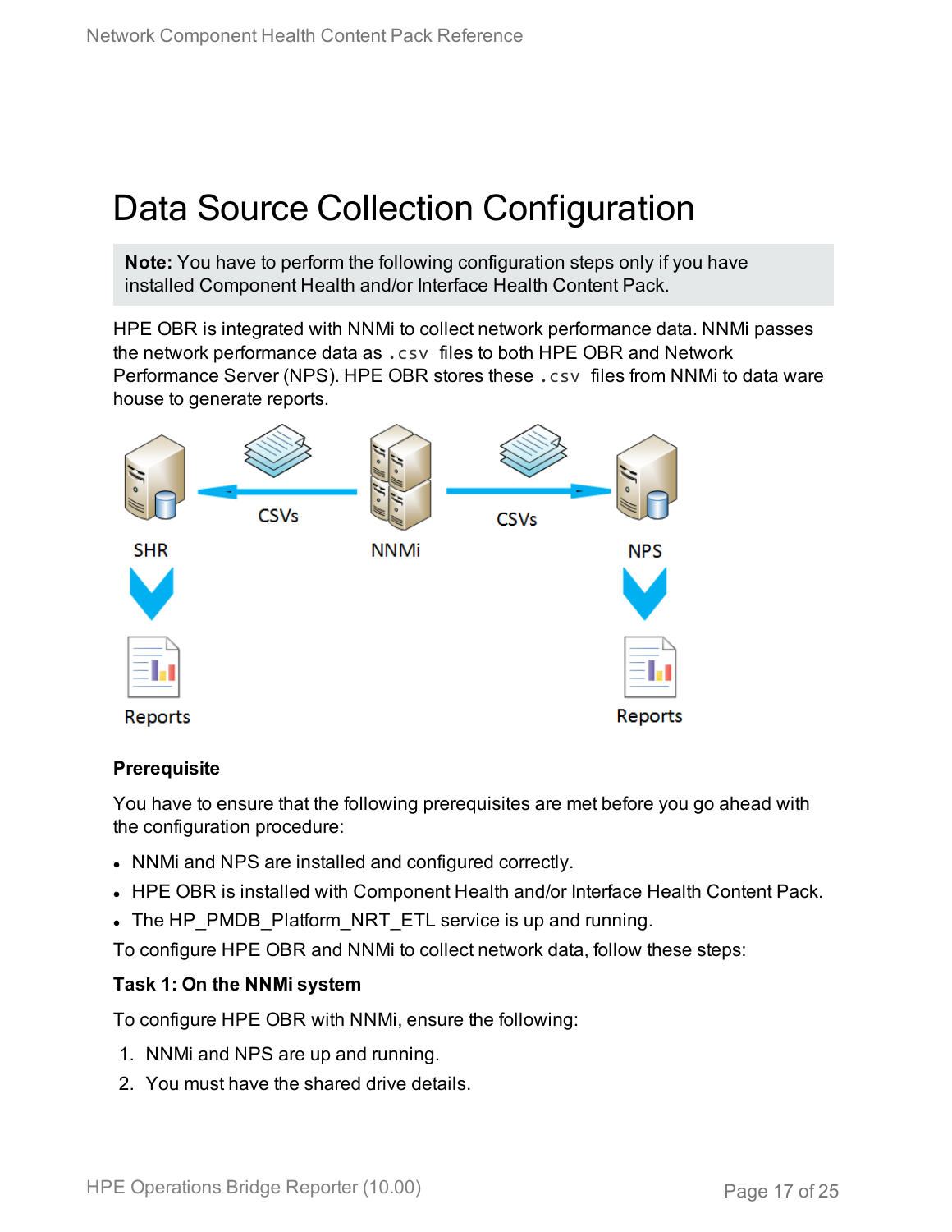# Data Source Collection Configuration

**Note:** You have to perform the following configuration steps only if you have installed Component Health and/or Interface Health Content Pack.

HPE OBR is integrated with NNMi to collect network performance data. NNMi passes the network performance data as `.csv` files to both HPE OBR and Network Performance Server (NPS). HPE OBR stores these `.csv` files from NNMi to data ware house to generate reports.

SHR CSVs NNMi CSVs NPS

Reports Reports

**Prerequisite**

You have to ensure that the following prerequisites are met before you go ahead with the configuration procedure:

- NNMi and NPS are installed and configured correctly.
- HPE OBR is installed with Component Health and/or Interface Health Content Pack.
- The HP_PMDB_Platform_NRT_ETL service is up and running.

To configure HPE OBR and NNMi to collect network data, follow these steps:

**Task 1: On the NNMi system**

To configure HPE OBR with NNMi, ensure the following:

1. NNMi and NPS are up and running.
2. You must have the shared drive details.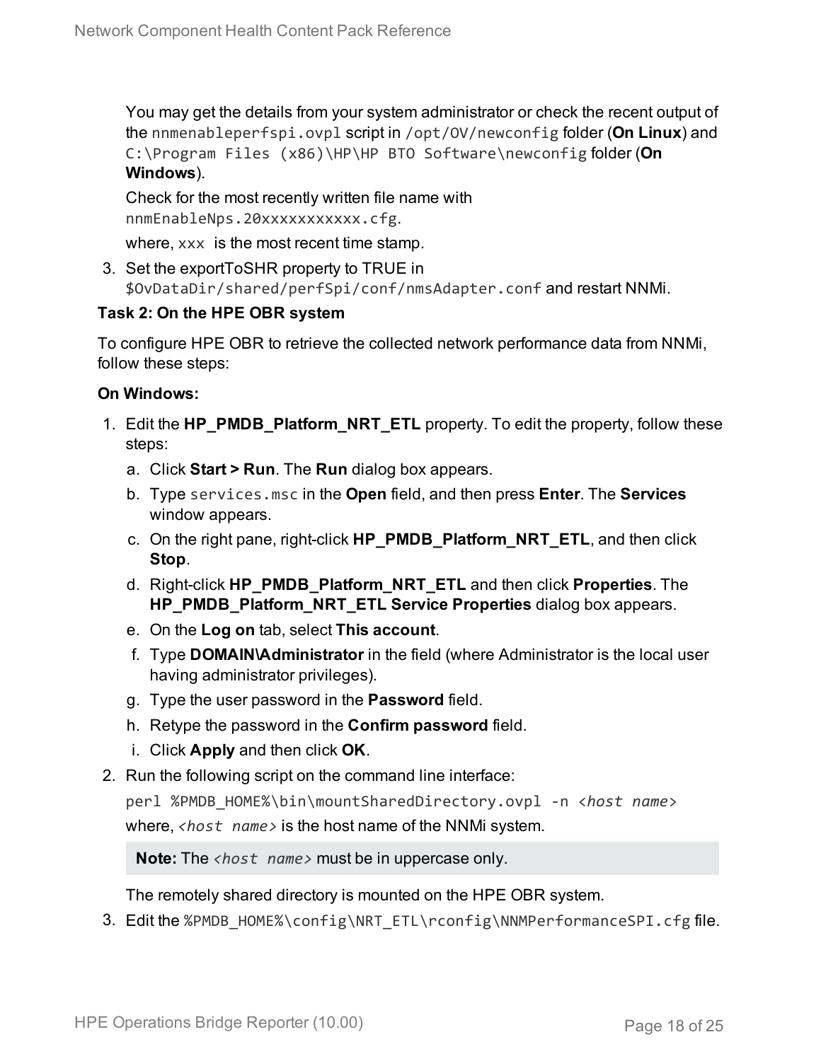You may get the details from your system administrator or check the recent output of the `nnmenableperfspi.ovpl` script in `/opt/OV/newconfig` folder (**On Linux**) and `C:\Program Files (x86)\HP\HP BTO Software\newconfig` folder (**On Windows**).

Check for the most recently written file name with `nnmEnableNps.20xxxxxxxxxxx.cfg`.

where, `xxx` is the most recent time stamp.

3. Set the exportToSHR property to TRUE in `$OvDataDir/shared/perfSpi/conf/nmsAdapter.conf` and restart NNMi.

**Task 2: On the HPE OBR system**

To configure HPE OBR to retrieve the collected network performance data from NNMi, follow these steps:

**On Windows:**

1. Edit the **HP_PMDB_Platform_NRT_ETL** property. To edit the property, follow these steps:
   a. Click **Start > Run**. The **Run** dialog box appears.
   b. Type `services.msc` in the **Open** field, and then press **Enter**. The **Services** window appears.
   c. On the right pane, right-click **HP_PMDB_Platform_NRT_ETL**, and then click **Stop**.
   d. Right-click **HP_PMDB_Platform_NRT_ETL** and then click **Properties**. The **HP_PMDB_Platform_NRT_ETL Service Properties** dialog box appears.
   e. On the **Log on** tab, select **This account**.
   f. Type **DOMAIN\Administrator** in the field (where Administrator is the local user having administrator privileges).
   g. Type the user password in the **Password** field.
   h. Retype the password in the **Confirm password** field.
   i. Click **Apply** and then click **OK**.
2. Run the following script on the command line interface:

   `perl %PMDB_HOME%\bin\mountSharedDirectory.ovpl -n <host name>`

   where, *`<host name>`* is the host name of the NNMi system.

   > **Note:** The *`<host name>`* must be in uppercase only.

   The remotely shared directory is mounted on the HPE OBR system.
3. Edit the `%PMDB_HOME%\config\NRT_ETL\rconfig\NNMPerformanceSPI.cfg` file.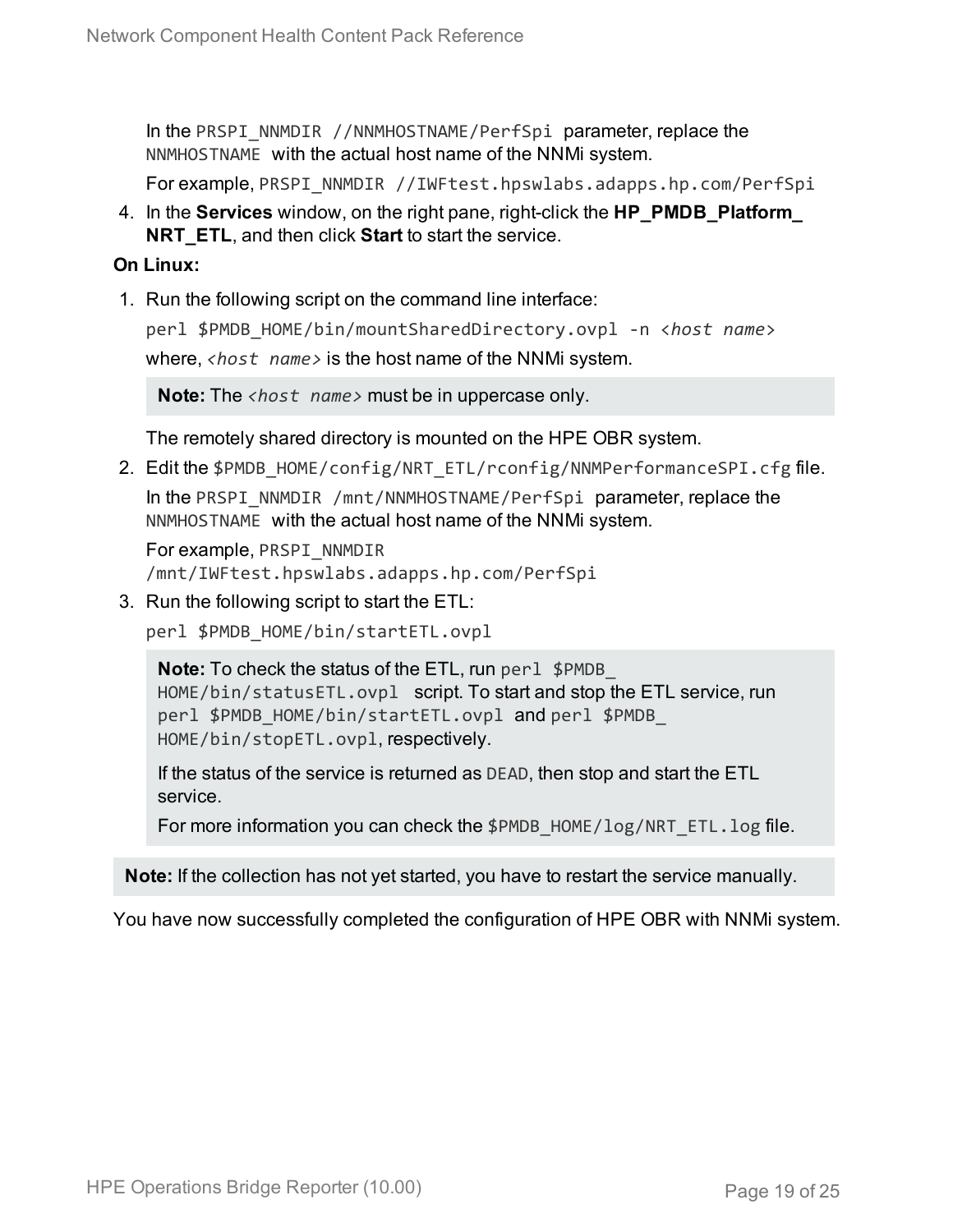In the `PRSPI_NNMDIR //NNMHOSTNAME/PerfSpi` parameter, replace the `NNMHOSTNAME` with the actual host name of the NNMi system.

For example, `PRSPI_NNMDIR //IWFtest.hpswlabs.adapps.hp.com/PerfSpi`

4. In the **Services** window, on the right pane, right-click the **HP_PMDB_Platform_NRT_ETL**, and then click **Start** to start the service.

**On Linux:**

1. Run the following script on the command line interface:

   `perl $PMDB_HOME/bin/mountSharedDirectory.ovpl -n <host name>`

   where, *<host name>* is the host name of the NNMi system.

   > **Note:** The *<host name>* must be in uppercase only.

   The remotely shared directory is mounted on the HPE OBR system.

2. Edit the `$PMDB_HOME/config/NRT_ETL/rconfig/NNMPerformanceSPI.cfg` file.

   In the `PRSPI_NNMDIR /mnt/NNMHOSTNAME/PerfSpi` parameter, replace the `NNMHOSTNAME` with the actual host name of the NNMi system.

   For example, `PRSPI_NNMDIR /mnt/IWFtest.hpswlabs.adapps.hp.com/PerfSpi`

3. Run the following script to start the ETL:

   `perl $PMDB_HOME/bin/startETL.ovpl`

   > **Note:** To check the status of the ETL, run `perl $PMDB_HOME/bin/statusETL.ovpl` script. To start and stop the ETL service, run `perl $PMDB_HOME/bin/startETL.ovpl` and `perl $PMDB_HOME/bin/stopETL.ovpl`, respectively.
   >
   > If the status of the service is returned as `DEAD`, then stop and start the ETL service.
   >
   > For more information you can check the `$PMDB_HOME/log/NRT_ETL.log` file.

> **Note:** If the collection has not yet started, you have to restart the service manually.

You have now successfully completed the configuration of HPE OBR with NNMi system.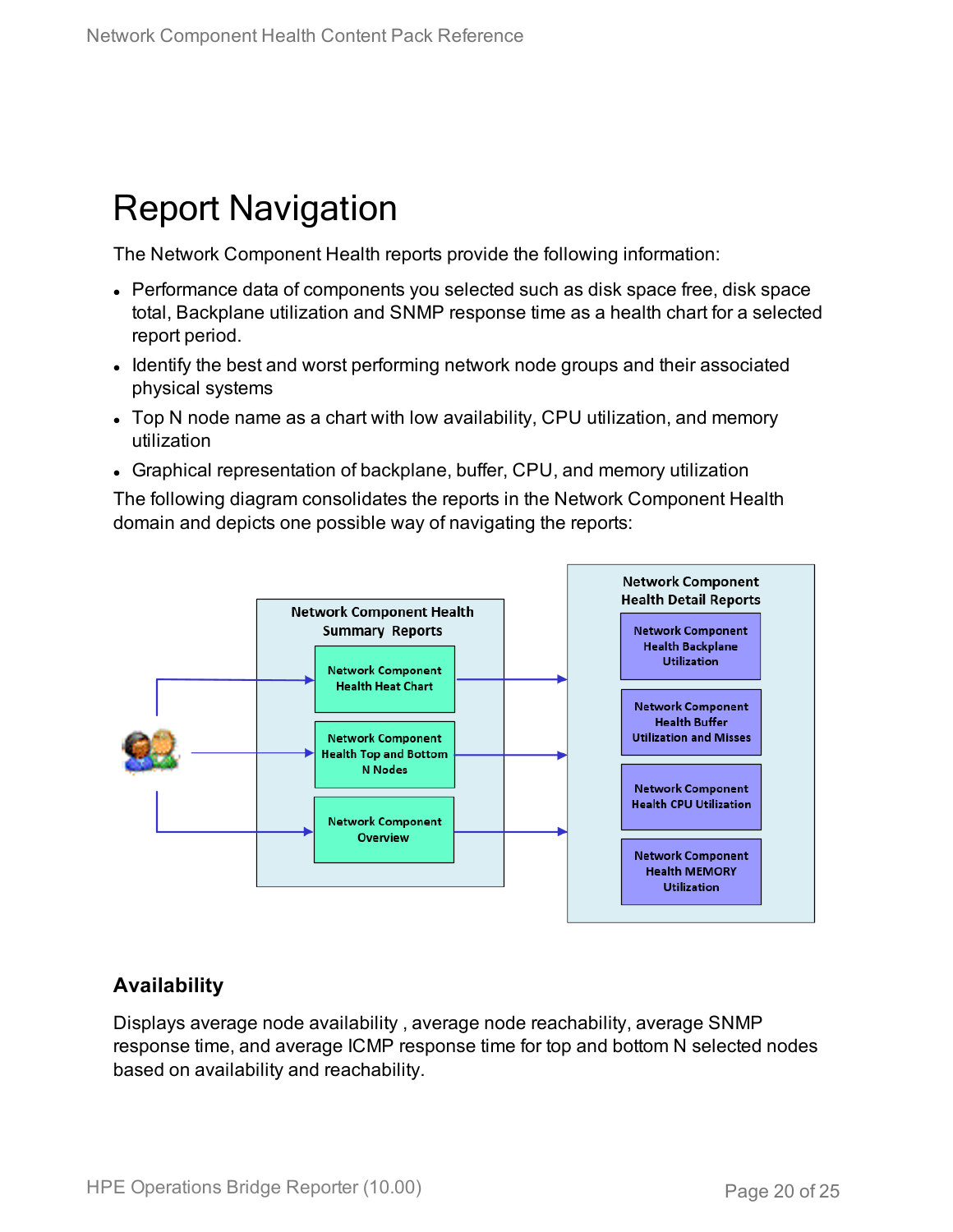# Report Navigation

The Network Component Health reports provide the following information:

- Performance data of components you selected such as disk space free, disk space total, Backplane utilization and SNMP response time as a health chart for a selected report period.
- Identify the best and worst performing network node groups and their associated physical systems
- Top N node name as a chart with low availability, CPU utilization, and memory utilization
- Graphical representation of backplane, buffer, CPU, and memory utilization

The following diagram consolidates the reports in the Network Component Health domain and depicts one possible way of navigating the reports:

## Availability

Displays average node availability , average node reachability, average SNMP response time, and average ICMP response time for top and bottom N selected nodes based on availability and reachability.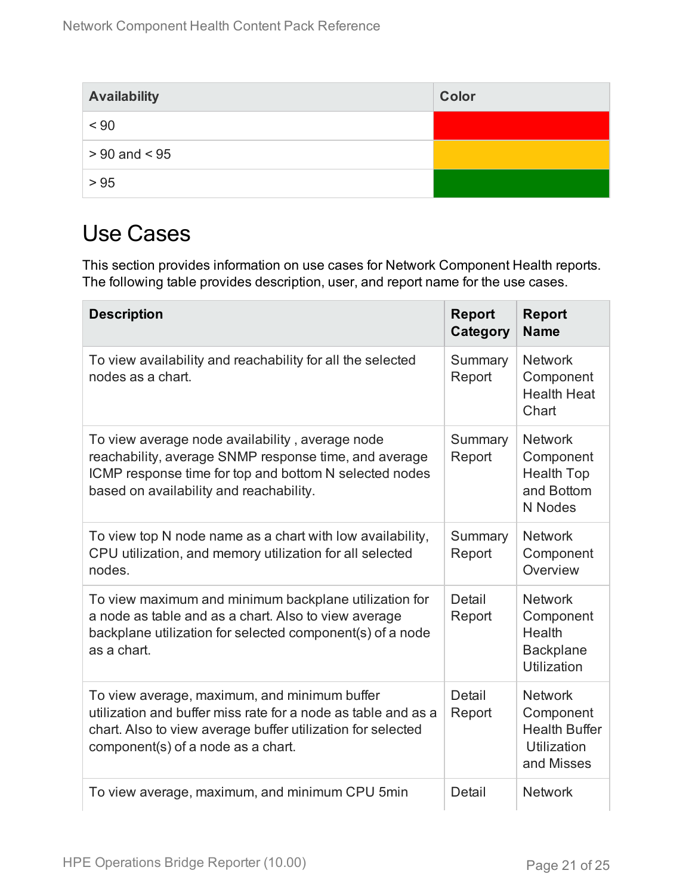| Availability | Color |
|---|---|
| < 90 | |
| > 90 and < 95 | |
| > 95 | |

## Use Cases

This section provides information on use cases for Network Component Health reports. The following table provides description, user, and report name for the use cases.

| Description | Report Category | Report Name |
|---|---|---|
| To view availability and reachability for all the selected nodes as a chart. | Summary Report | Network Component Health Heat Chart |
| To view average node availability , average node reachability, average SNMP response time, and average ICMP response time for top and bottom N selected nodes based on availability and reachability. | Summary Report | Network Component Health Top and Bottom N Nodes |
| To view top N node name as a chart with low availability, CPU utilization, and memory utilization for all selected nodes. | Summary Report | Network Component Overview |
| To view maximum and minimum backplane utilization for a node as table and as a chart. Also to view average backplane utilization for selected component(s) of a node as a chart. | Detail Report | Network Component Health Backplane Utilization |
| To view average, maximum, and minimum buffer utilization and buffer miss rate for a node as table and as a chart. Also to view average buffer utilization for selected component(s) of a node as a chart. | Detail Report | Network Component Health Buffer Utilization and Misses |
| To view average, maximum, and minimum CPU 5min | Detail | Network |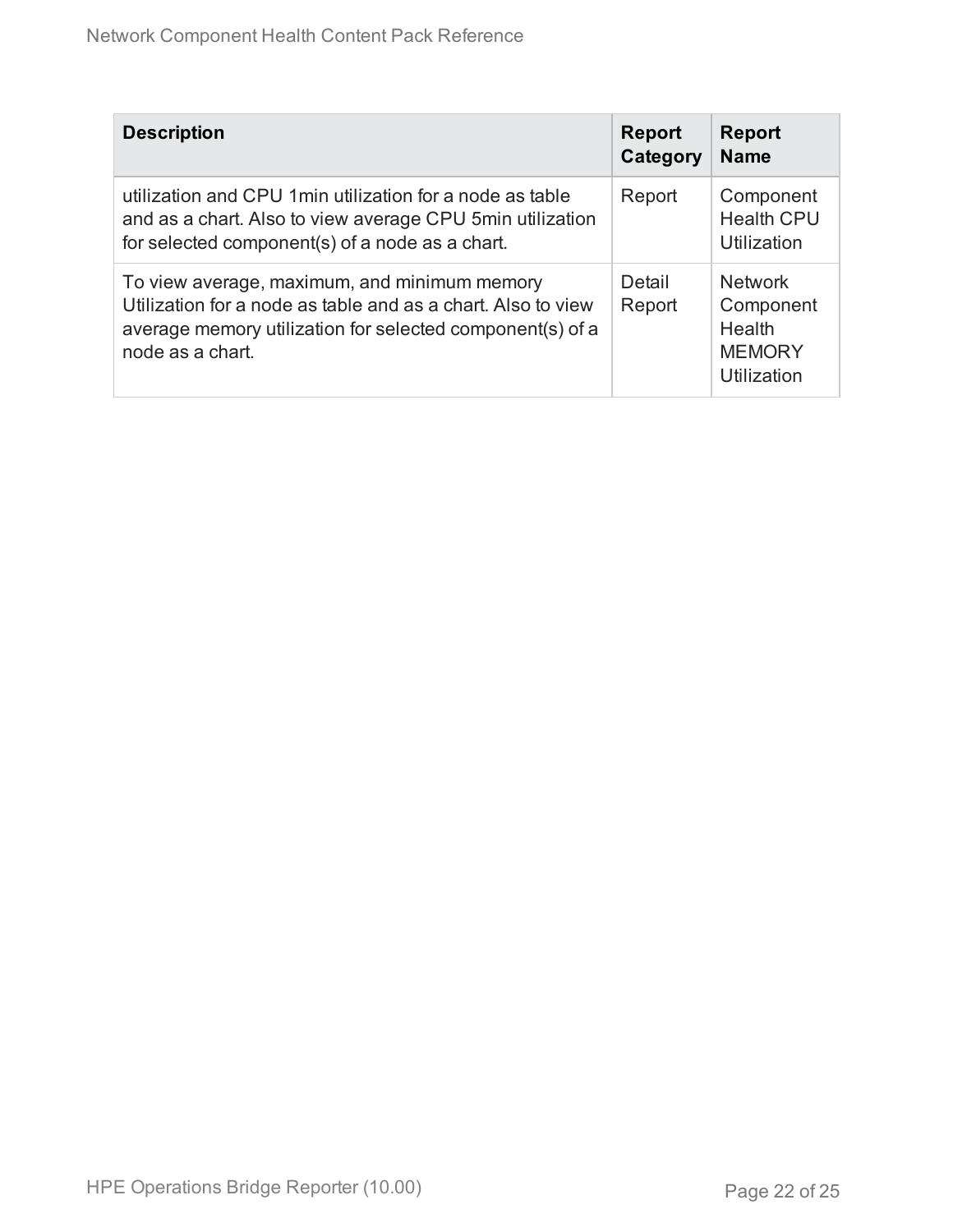| Description | Report Category | Report Name |
| --- | --- | --- |
| utilization and CPU 1min utilization for a node as table and as a chart. Also to view average CPU 5min utilization for selected component(s) of a node as a chart. | Report | Component Health CPU Utilization |
| To view average, maximum, and minimum memory Utilization for a node as table and as a chart. Also to view average memory utilization for selected component(s) of a node as a chart. | Detail Report | Network Component Health MEMORY Utilization |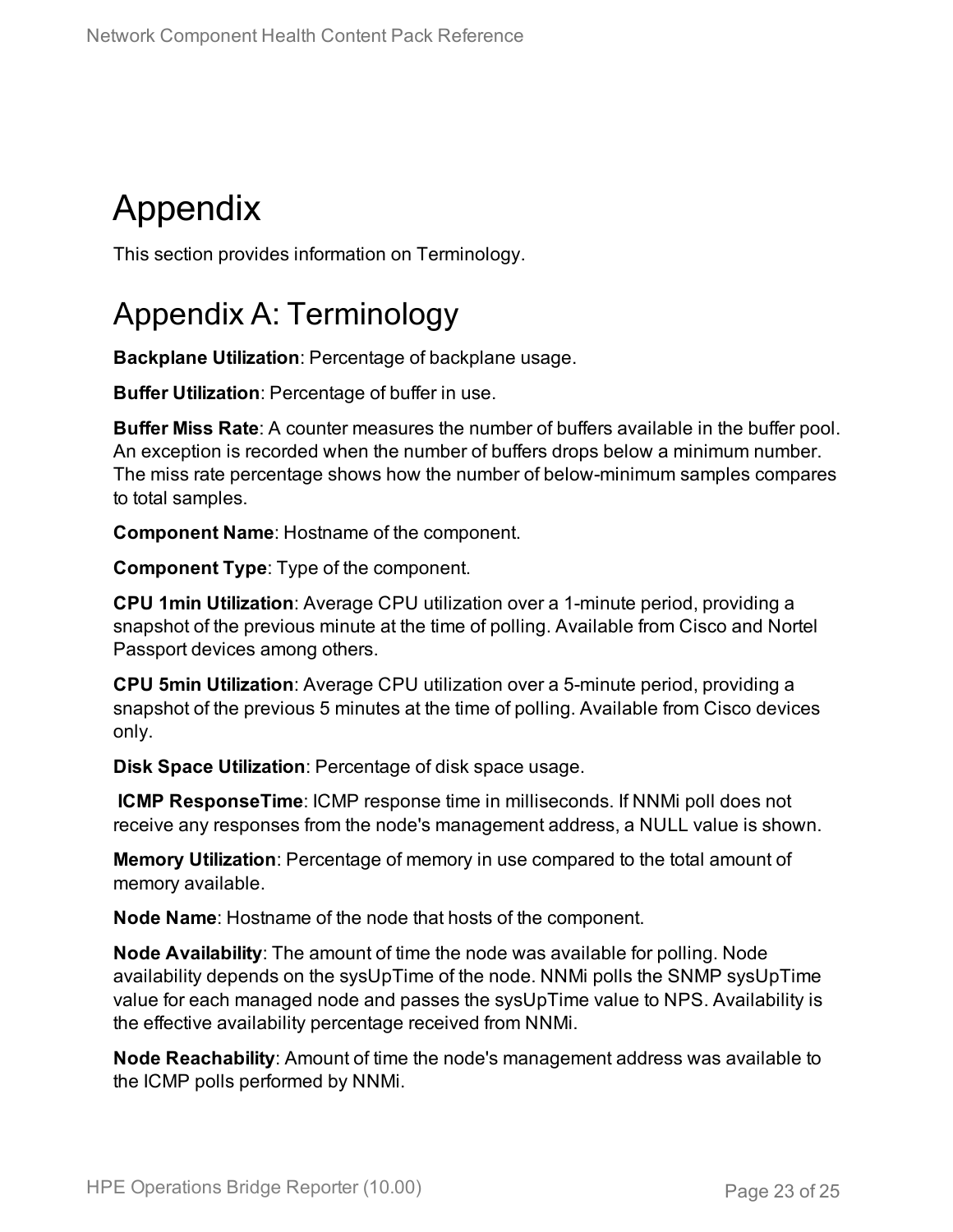# Appendix

This section provides information on Terminology.

# Appendix A: Terminology

**Backplane Utilization**: Percentage of backplane usage.

**Buffer Utilization**: Percentage of buffer in use.

**Buffer Miss Rate**: A counter measures the number of buffers available in the buffer pool. An exception is recorded when the number of buffers drops below a minimum number. The miss rate percentage shows how the number of below-minimum samples compares to total samples.

**Component Name**: Hostname of the component.

**Component Type**: Type of the component.

**CPU 1min Utilization**: Average CPU utilization over a 1-minute period, providing a snapshot of the previous minute at the time of polling. Available from Cisco and Nortel Passport devices among others.

**CPU 5min Utilization**: Average CPU utilization over a 5-minute period, providing a snapshot of the previous 5 minutes at the time of polling. Available from Cisco devices only.

**Disk Space Utilization**: Percentage of disk space usage.

**ICMP ResponseTime**: ICMP response time in milliseconds. If NNMi poll does not receive any responses from the node's management address, a NULL value is shown.

**Memory Utilization**: Percentage of memory in use compared to the total amount of memory available.

**Node Name**: Hostname of the node that hosts of the component.

**Node Availability**: The amount of time the node was available for polling. Node availability depends on the sysUpTime of the node. NNMi polls the SNMP sysUpTime value for each managed node and passes the sysUpTime value to NPS. Availability is the effective availability percentage received from NNMi.

**Node Reachability**: Amount of time the node's management address was available to the ICMP polls performed by NNMi.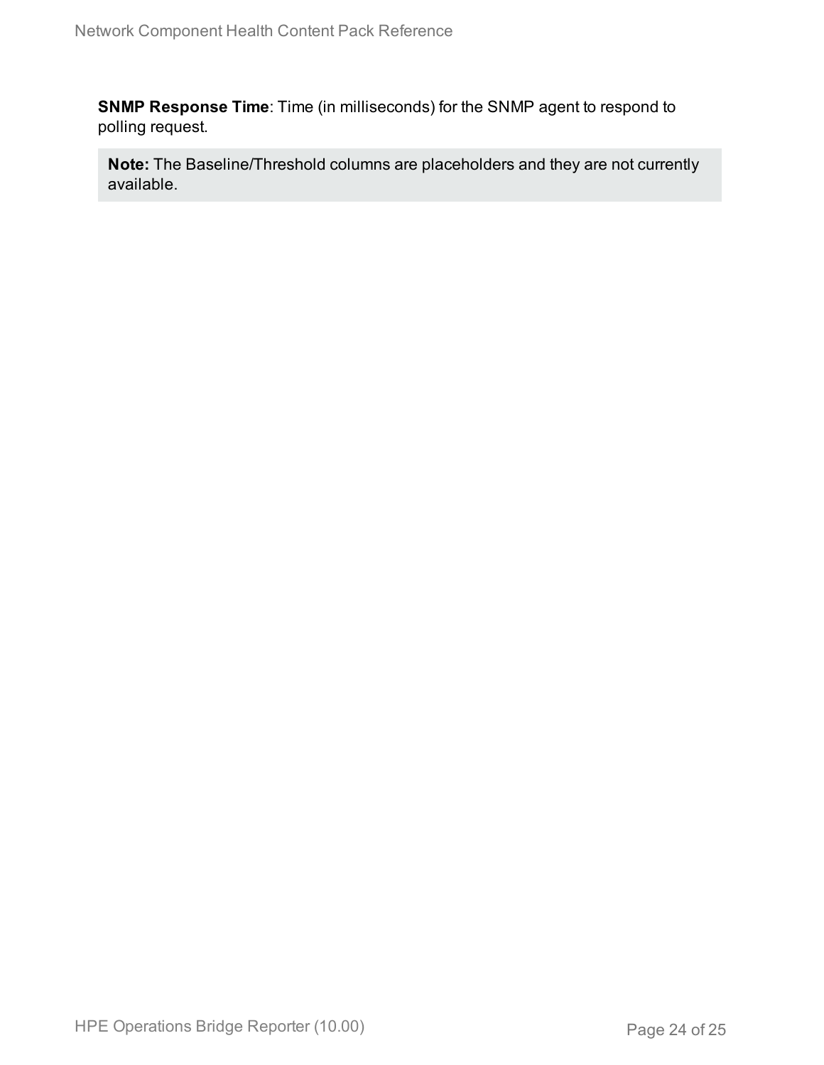**SNMP Response Time**: Time (in milliseconds) for the SNMP agent to respond to polling request.

> **Note:** The Baseline/Threshold columns are placeholders and they are not currently available.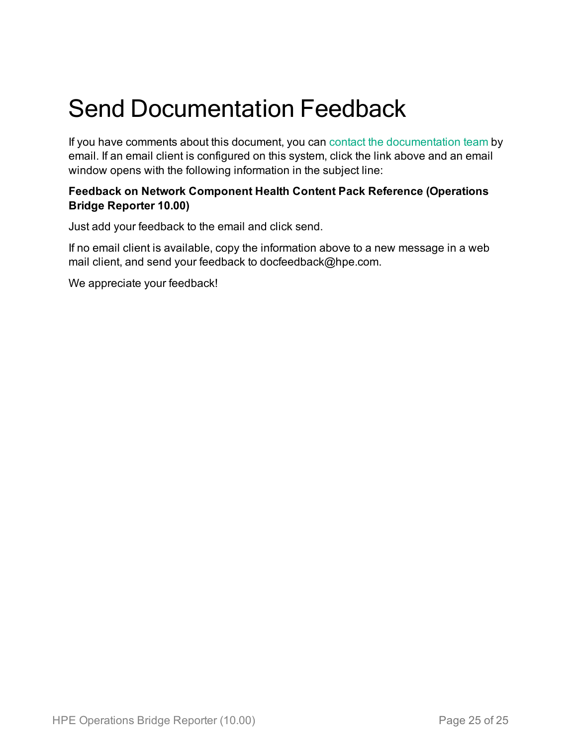# Send Documentation Feedback

If you have comments about this document, you can contact the documentation team by email. If an email client is configured on this system, click the link above and an email window opens with the following information in the subject line:

**Feedback on Network Component Health Content Pack Reference (Operations Bridge Reporter 10.00)**

Just add your feedback to the email and click send.

If no email client is available, copy the information above to a new message in a web mail client, and send your feedback to docfeedback@hpe.com.

We appreciate your feedback!